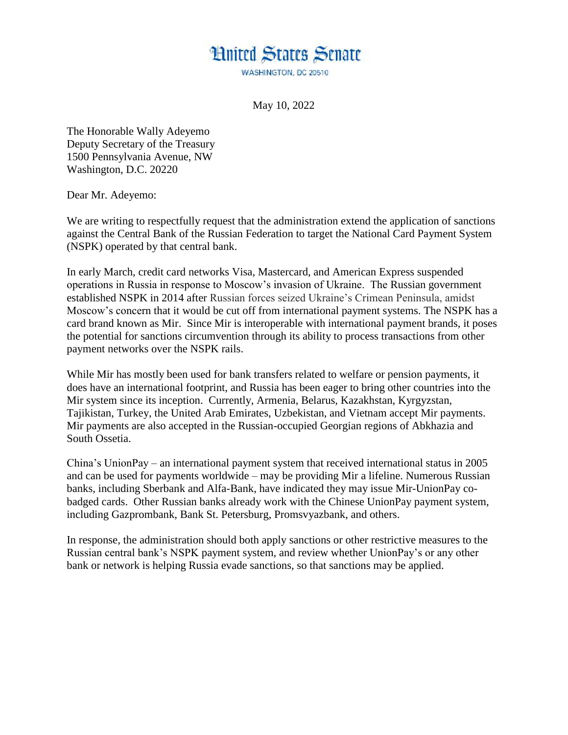# United States Senate

WASHINGTON, DC 20510

May 10, 2022

The Honorable Wally Adeyemo
Deputy Secretary of the Treasury
1500 Pennsylvania Avenue, NW
Washington, D.C. 20220

Dear Mr. Adeyemo:

We are writing to respectfully request that the administration extend the application of sanctions against the Central Bank of the Russian Federation to target the National Card Payment System (NSPK) operated by that central bank.

In early March, credit card networks Visa, Mastercard, and American Express suspended operations in Russia in response to Moscow's invasion of Ukraine. The Russian government established NSPK in 2014 after Russian forces seized Ukraine's Crimean Peninsula, amidst Moscow's concern that it would be cut off from international payment systems. The NSPK has a card brand known as Mir. Since Mir is interoperable with international payment brands, it poses the potential for sanctions circumvention through its ability to process transactions from other payment networks over the NSPK rails.

While Mir has mostly been used for bank transfers related to welfare or pension payments, it does have an international footprint, and Russia has been eager to bring other countries into the Mir system since its inception. Currently, Armenia, Belarus, Kazakhstan, Kyrgyzstan, Tajikistan, Turkey, the United Arab Emirates, Uzbekistan, and Vietnam accept Mir payments. Mir payments are also accepted in the Russian-occupied Georgian regions of Abkhazia and South Ossetia.

China's UnionPay – an international payment system that received international status in 2005 and can be used for payments worldwide – may be providing Mir a lifeline. Numerous Russian banks, including Sberbank and Alfa-Bank, have indicated they may issue Mir-UnionPay co-badged cards. Other Russian banks already work with the Chinese UnionPay payment system, including Gazprombank, Bank St. Petersburg, Promsvyazbank, and others.

In response, the administration should both apply sanctions or other restrictive measures to the Russian central bank's NSPK payment system, and review whether UnionPay's or any other bank or network is helping Russia evade sanctions, so that sanctions may be applied.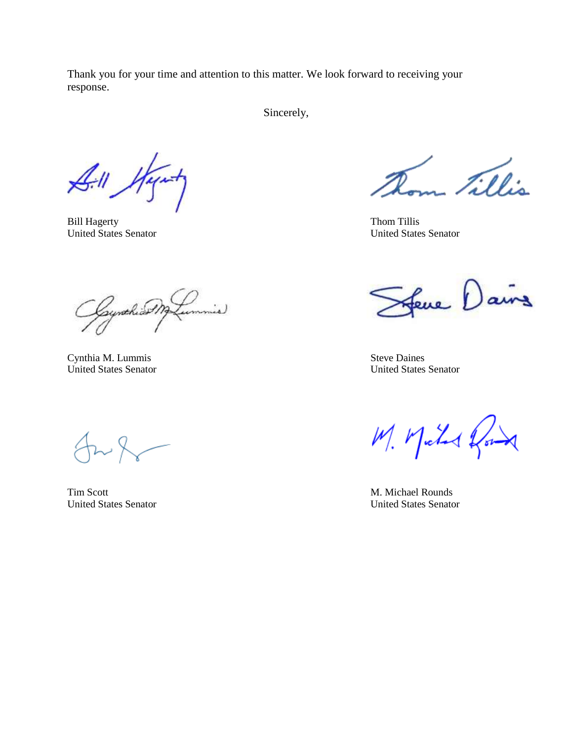Thank you for your time and attention to this matter. We look forward to receiving your response.

Sincerely,

Bill Hagerty
United States Senator

Thom Tillis
United States Senator

Cynthia M. Lummis
United States Senator

Steve Daines
United States Senator

Tim Scott
United States Senator

M. Michael Rounds
United States Senator